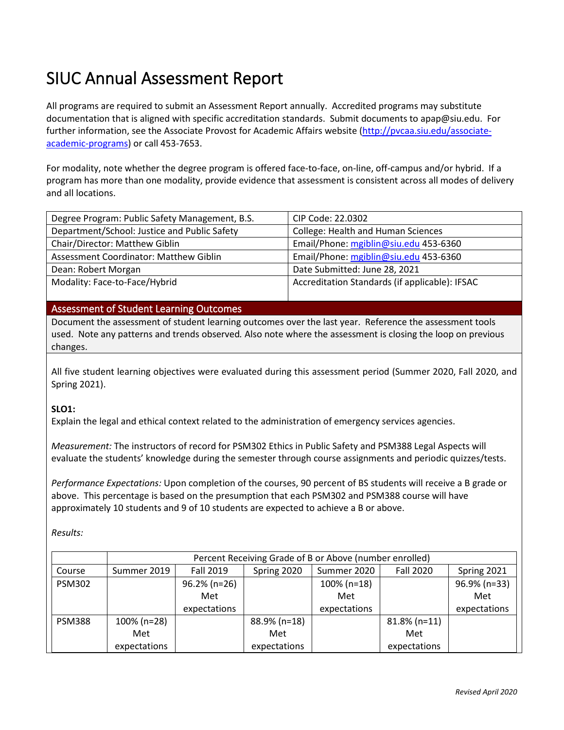# SIUC Annual Assessment Report

All programs are required to submit an Assessment Report annually. Accredited programs may substitute documentation that is aligned with specific accreditation standards. Submit documents to apap@siu.edu. For further information, see the Associate Provost for Academic Affairs website (http://pvcaa.siu.edu/associate-academic-programs) or call 453-7653.

For modality, note whether the degree program is offered face-to-face, on-line, off-campus and/or hybrid. If a program has more than one modality, provide evidence that assessment is consistent across all modes of delivery and all locations.

| Degree Program: Public Safety Management, B.S. | CIP Code: 22.0302 |
|---|---|
| Department/School: Justice and Public Safety | College: Health and Human Sciences |
| Chair/Director: Matthew Giblin | Email/Phone: mgiblin@siu.edu 453-6360 |
| Assessment Coordinator: Matthew Giblin | Email/Phone: mgiblin@siu.edu 453-6360 |
| Dean: Robert Morgan | Date Submitted: June 28, 2021 |
| Modality: Face-to-Face/Hybrid | Accreditation Standards (if applicable): IFSAC |

## Assessment of Student Learning Outcomes

Document the assessment of student learning outcomes over the last year. Reference the assessment tools used. Note any patterns and trends observed. Also note where the assessment is closing the loop on previous changes.

All five student learning objectives were evaluated during this assessment period (Summer 2020, Fall 2020, and Spring 2021).

**SLO1:**

Explain the legal and ethical context related to the administration of emergency services agencies.

*Measurement:* The instructors of record for PSM302 Ethics in Public Safety and PSM388 Legal Aspects will evaluate the students' knowledge during the semester through course assignments and periodic quizzes/tests.

*Performance Expectations:* Upon completion of the courses, 90 percent of BS students will receive a B grade or above. This percentage is based on the presumption that each PSM302 and PSM388 course will have approximately 10 students and 9 of 10 students are expected to achieve a B or above.

*Results:*

| | Percent Receiving Grade of B or Above (number enrolled) | | | | | |
|---|---|---|---|---|---|---|
| Course | Summer 2019 | Fall 2019 | Spring 2020 | Summer 2020 | Fall 2020 | Spring 2021 |
| PSM302 | | 96.2% (n=26) Met expectations | | 100% (n=18) Met expectations | | 96.9% (n=33) Met expectations |
| PSM388 | 100% (n=28) Met expectations | | 88.9% (n=18) Met expectations | | 81.8% (n=11) Met expectations | |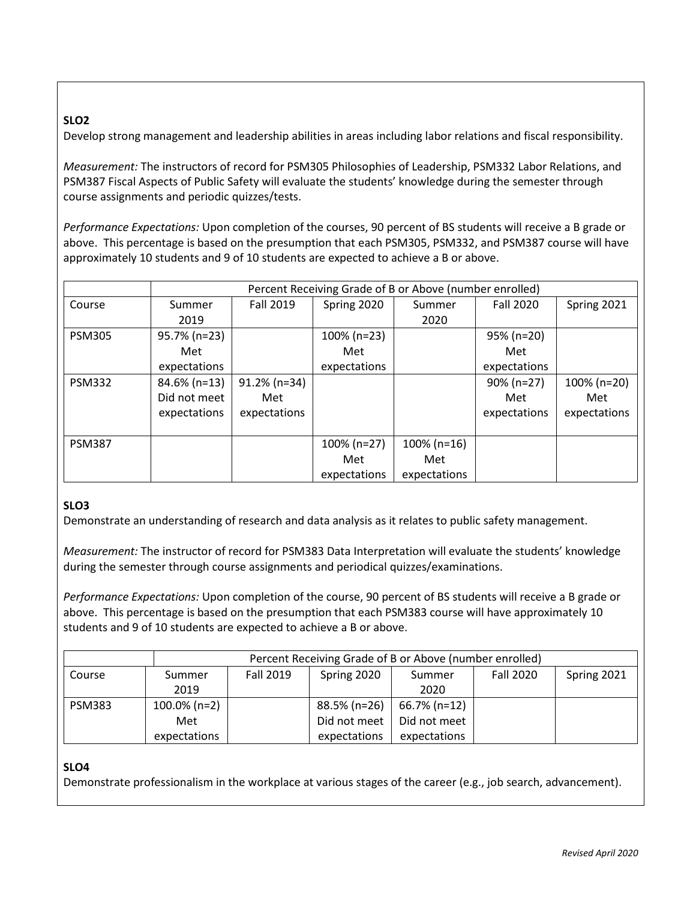**SLO2**

Develop strong management and leadership abilities in areas including labor relations and fiscal responsibility.

*Measurement:* The instructors of record for PSM305 Philosophies of Leadership, PSM332 Labor Relations, and PSM387 Fiscal Aspects of Public Safety will evaluate the students' knowledge during the semester through course assignments and periodic quizzes/tests.

*Performance Expectations:* Upon completion of the courses, 90 percent of BS students will receive a B grade or above. This percentage is based on the presumption that each PSM305, PSM332, and PSM387 course will have approximately 10 students and 9 of 10 students are expected to achieve a B or above.

| | Percent Receiving Grade of B or Above (number enrolled) | | | | | |
|---|---|---|---|---|---|---|
| Course | Summer 2019 | Fall 2019 | Spring 2020 | Summer 2020 | Fall 2020 | Spring 2021 |
| PSM305 | 95.7% (n=23) Met expectations | | 100% (n=23) Met expectations | | 95% (n=20) Met expectations | |
| PSM332 | 84.6% (n=13) Did not meet expectations | 91.2% (n=34) Met expectations | | | 90% (n=27) Met expectations | 100% (n=20) Met expectations |
| PSM387 | | | 100% (n=27) Met expectations | 100% (n=16) Met expectations | | |

**SLO3**

Demonstrate an understanding of research and data analysis as it relates to public safety management.

*Measurement:* The instructor of record for PSM383 Data Interpretation will evaluate the students' knowledge during the semester through course assignments and periodical quizzes/examinations.

*Performance Expectations:* Upon completion of the course, 90 percent of BS students will receive a B grade or above. This percentage is based on the presumption that each PSM383 course will have approximately 10 students and 9 of 10 students are expected to achieve a B or above.

| | Percent Receiving Grade of B or Above (number enrolled) | | | | | |
|---|---|---|---|---|---|---|
| Course | Summer 2019 | Fall 2019 | Spring 2020 | Summer 2020 | Fall 2020 | Spring 2021 |
| PSM383 | 100.0% (n=2) Met expectations | | 88.5% (n=26) Did not meet expectations | 66.7% (n=12) Did not meet expectations | | |

**SLO4**

Demonstrate professionalism in the workplace at various stages of the career (e.g., job search, advancement).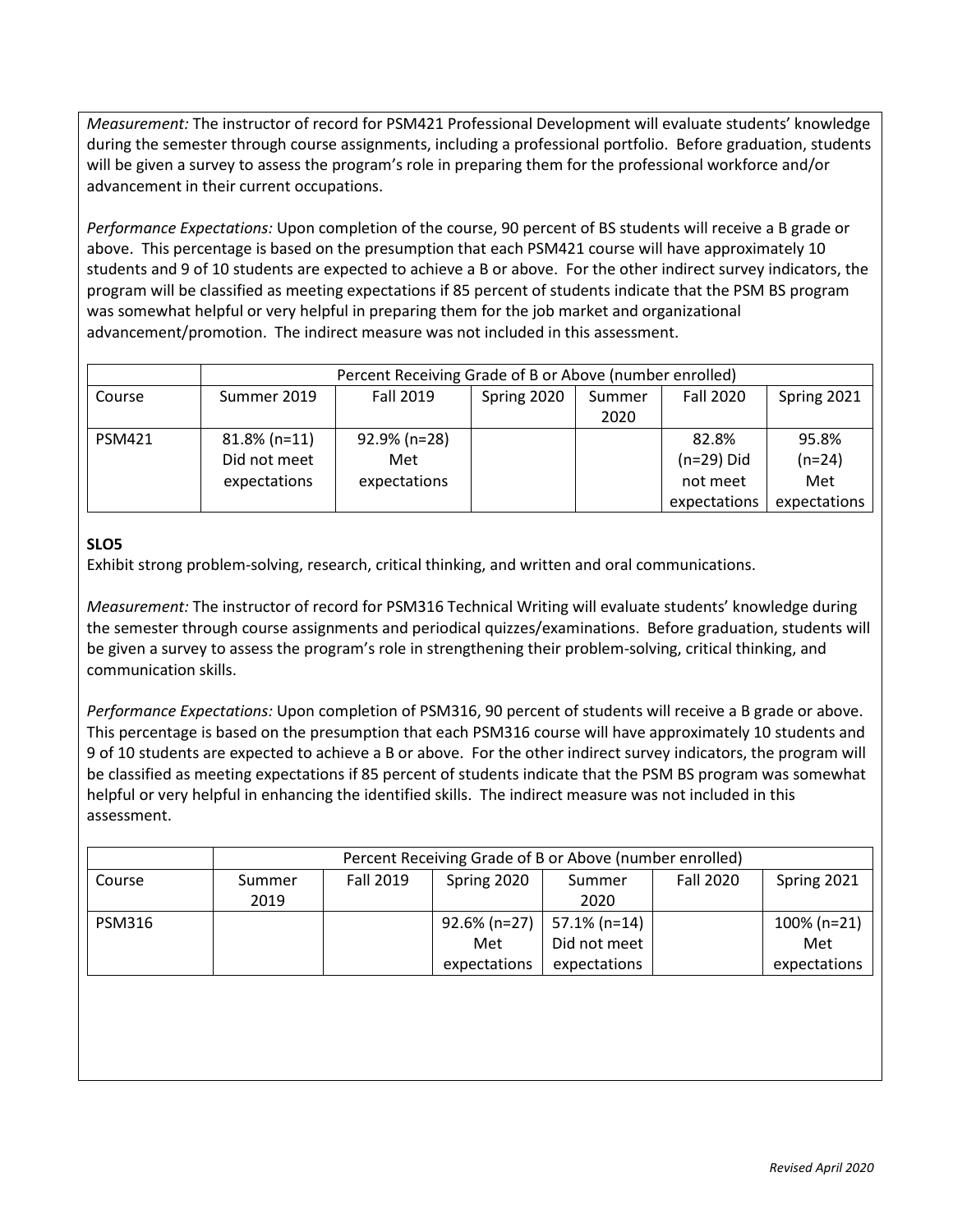*Measurement:* The instructor of record for PSM421 Professional Development will evaluate students' knowledge during the semester through course assignments, including a professional portfolio. Before graduation, students will be given a survey to assess the program's role in preparing them for the professional workforce and/or advancement in their current occupations.

*Performance Expectations:* Upon completion of the course, 90 percent of BS students will receive a B grade or above. This percentage is based on the presumption that each PSM421 course will have approximately 10 students and 9 of 10 students are expected to achieve a B or above. For the other indirect survey indicators, the program will be classified as meeting expectations if 85 percent of students indicate that the PSM BS program was somewhat helpful or very helpful in preparing them for the job market and organizational advancement/promotion. The indirect measure was not included in this assessment.

| | Percent Receiving Grade of B or Above (number enrolled) | | | | | |
|---|---|---|---|---|---|---|
| Course | Summer 2019 | Fall 2019 | Spring 2020 | Summer 2020 | Fall 2020 | Spring 2021 |
| PSM421 | 81.8% (n=11) Did not meet expectations | 92.9% (n=28) Met expectations | | | 82.8% (n=29) Did not meet expectations | 95.8% (n=24) Met expectations |

**SLO5**

Exhibit strong problem-solving, research, critical thinking, and written and oral communications.

*Measurement:* The instructor of record for PSM316 Technical Writing will evaluate students' knowledge during the semester through course assignments and periodical quizzes/examinations. Before graduation, students will be given a survey to assess the program's role in strengthening their problem-solving, critical thinking, and communication skills.

*Performance Expectations:* Upon completion of PSM316, 90 percent of students will receive a B grade or above. This percentage is based on the presumption that each PSM316 course will have approximately 10 students and 9 of 10 students are expected to achieve a B or above. For the other indirect survey indicators, the program will be classified as meeting expectations if 85 percent of students indicate that the PSM BS program was somewhat helpful or very helpful in enhancing the identified skills. The indirect measure was not included in this assessment.

| | Percent Receiving Grade of B or Above (number enrolled) | | | | | |
|---|---|---|---|---|---|---|
| Course | Summer 2019 | Fall 2019 | Spring 2020 | Summer 2020 | Fall 2020 | Spring 2021 |
| PSM316 | | | 92.6% (n=27) Met expectations | 57.1% (n=14) Did not meet expectations | | 100% (n=21) Met expectations |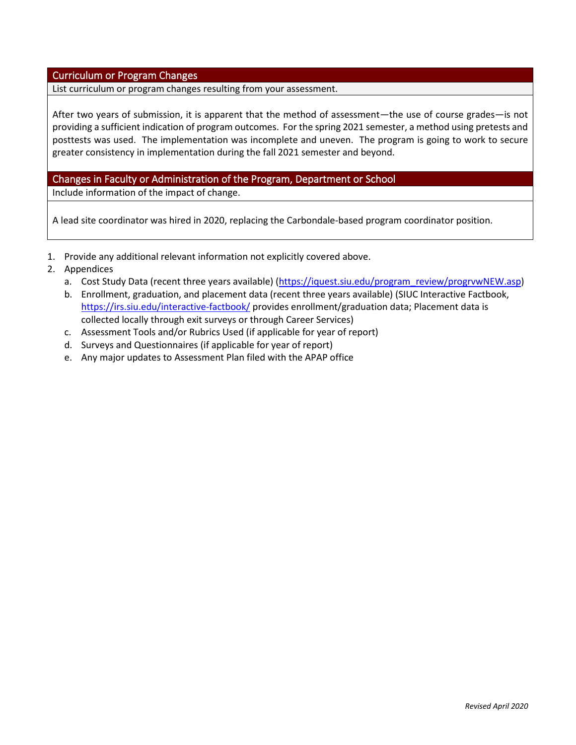## Curriculum or Program Changes

List curriculum or program changes resulting from your assessment.

After two years of submission, it is apparent that the method of assessment—the use of course grades—is not providing a sufficient indication of program outcomes. For the spring 2021 semester, a method using pretests and posttests was used. The implementation was incomplete and uneven. The program is going to work to secure greater consistency in implementation during the fall 2021 semester and beyond.

## Changes in Faculty or Administration of the Program, Department or School

Include information of the impact of change.

A lead site coordinator was hired in 2020, replacing the Carbondale-based program coordinator position.

1. Provide any additional relevant information not explicitly covered above.
2. Appendices
   a. Cost Study Data (recent three years available) (https://iquest.siu.edu/program_review/progrvwNEW.asp)
   b. Enrollment, graduation, and placement data (recent three years available) (SIUC Interactive Factbook, https://irs.siu.edu/interactive-factbook/ provides enrollment/graduation data; Placement data is collected locally through exit surveys or through Career Services)
   c. Assessment Tools and/or Rubrics Used (if applicable for year of report)
   d. Surveys and Questionnaires (if applicable for year of report)
   e. Any major updates to Assessment Plan filed with the APAP office

*Revised April 2020*